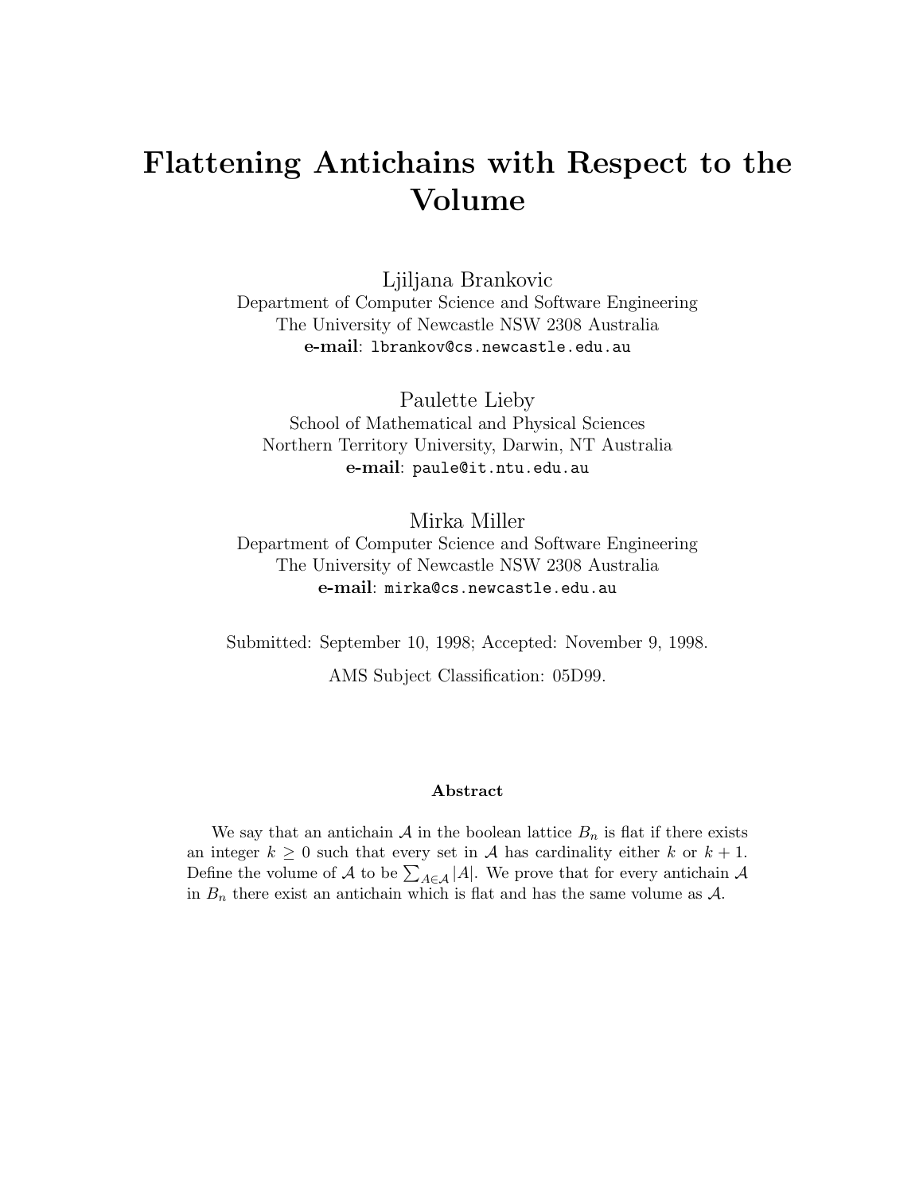# Flattening Antichains with Respect to the Volume

Ljiljana Brankovic
Department of Computer Science and Software Engineering
The University of Newcastle NSW 2308 Australia
**e-mail**: `lbrankov@cs.newcastle.edu.au`

Paulette Lieby
School of Mathematical and Physical Sciences
Northern Territory University, Darwin, NT Australia
**e-mail**: `paule@it.ntu.edu.au`

Mirka Miller
Department of Computer Science and Software Engineering
The University of Newcastle NSW 2308 Australia
**e-mail**: `mirka@cs.newcastle.edu.au`

Submitted: September 10, 1998; Accepted: November 9, 1998.

AMS Subject Classification: 05D99.

### Abstract

We say that an antichain $\mathcal{A}$ in the boolean lattice $B_n$ is flat if there exists an integer $k \geq 0$ such that every set in $\mathcal{A}$ has cardinality either $k$ or $k+1$. Define the volume of $\mathcal{A}$ to be $\sum_{A \in \mathcal{A}} |A|$. We prove that for every antichain $\mathcal{A}$ in $B_n$ there exist an antichain which is flat and has the same volume as $\mathcal{A}$.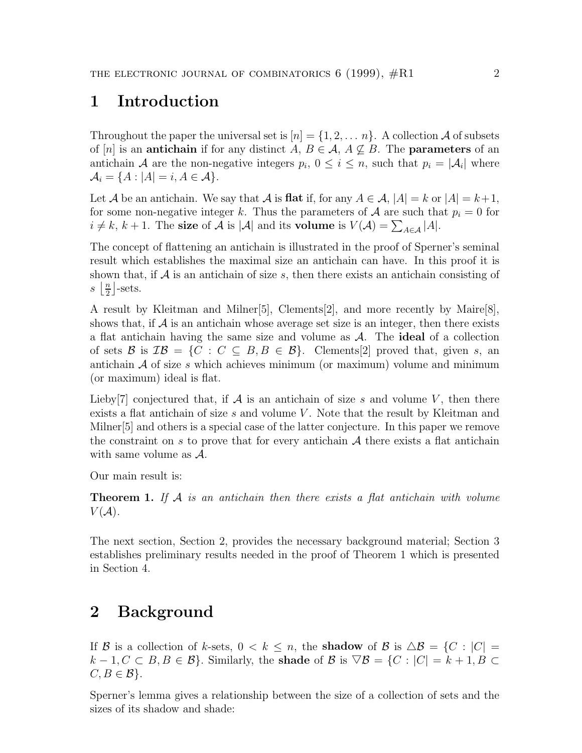# 1 Introduction

Throughout the paper the universal set is $[n] = \{1, 2, \ldots n\}$. A collection $\mathcal{A}$ of subsets of $[n]$ is an **antichain** if for any distinct $A$, $B \in \mathcal{A}$, $A \not\subseteq B$. The **parameters** of an antichain $\mathcal{A}$ are the non-negative integers $p_i$, $0 \leq i \leq n$, such that $p_i = |\mathcal{A}_i|$ where $\mathcal{A}_i = \{A : |A| = i, A \in \mathcal{A}\}$.

Let $\mathcal{A}$ be an antichain. We say that $\mathcal{A}$ is **flat** if, for any $A \in \mathcal{A}$, $|A| = k$ or $|A| = k+1$, for some non-negative integer $k$. Thus the parameters of $\mathcal{A}$ are such that $p_i = 0$ for $i \neq k$, $k+1$. The **size** of $\mathcal{A}$ is $|\mathcal{A}|$ and its **volume** is $V(\mathcal{A}) = \sum_{A \in \mathcal{A}} |A|$.

The concept of flattening an antichain is illustrated in the proof of Sperner's seminal result which establishes the maximal size an antichain can have. In this proof it is shown that, if $\mathcal{A}$ is an antichain of size $s$, then there exists an antichain consisting of $s$ $\left\lfloor \frac{n}{2} \right\rfloor$-sets.

A result by Kleitman and Milner[5], Clements[2], and more recently by Maire[8], shows that, if $\mathcal{A}$ is an antichain whose average set size is an integer, then there exists a flat antichain having the same size and volume as $\mathcal{A}$. The **ideal** of a collection of sets $\mathcal{B}$ is $\mathcal{I}\mathcal{B} = \{C : C \subseteq B, B \in \mathcal{B}\}$. Clements[2] proved that, given $s$, an antichain $\mathcal{A}$ of size $s$ which achieves minimum (or maximum) volume and minimum (or maximum) ideal is flat.

Lieby[7] conjectured that, if $\mathcal{A}$ is an antichain of size $s$ and volume $V$, then there exists a flat antichain of size $s$ and volume $V$. Note that the result by Kleitman and Milner[5] and others is a special case of the latter conjecture. In this paper we remove the constraint on $s$ to prove that for every antichain $\mathcal{A}$ there exists a flat antichain with same volume as $\mathcal{A}$.

Our main result is:

**Theorem 1.** *If $\mathcal{A}$ is an antichain then there exists a flat antichain with volume $V(\mathcal{A})$.*

The next section, Section 2, provides the necessary background material; Section 3 establishes preliminary results needed in the proof of Theorem 1 which is presented in Section 4.

# 2 Background

If $\mathcal{B}$ is a collection of $k$-sets, $0 < k \leq n$, the **shadow** of $\mathcal{B}$ is $\triangle\mathcal{B} = \{C : |C| = k-1, C \subset B, B \in \mathcal{B}\}$. Similarly, the **shade** of $\mathcal{B}$ is $\nabla\mathcal{B} = \{C : |C| = k+1, B \subset C, B \in \mathcal{B}\}$.

Sperner's lemma gives a relationship between the size of a collection of sets and the sizes of its shadow and shade: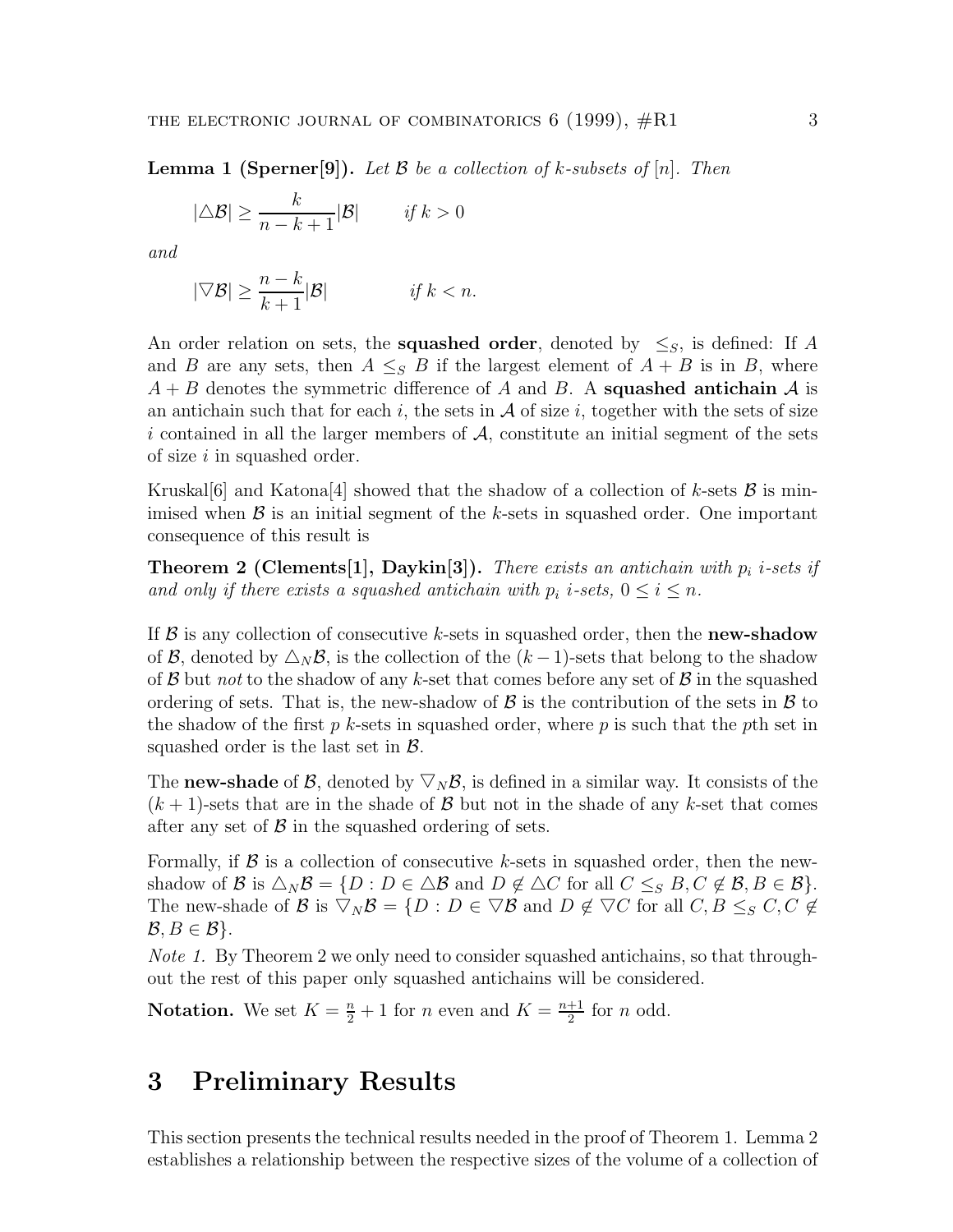**Lemma 1 (Sperner[9]).** *Let $\mathcal{B}$ be a collection of $k$-subsets of $[n]$. Then*

$$|\triangle \mathcal{B}| \geq \frac{k}{n-k+1}|\mathcal{B}| \qquad \text{if } k > 0$$

*and*

$$|\nabla \mathcal{B}| \geq \frac{n-k}{k+1}|\mathcal{B}| \qquad \text{if } k < n.$$

An order relation on sets, the **squashed order**, denoted by $\leq_S$, is defined: If $A$ and $B$ are any sets, then $A \leq_S B$ if the largest element of $A + B$ is in $B$, where $A + B$ denotes the symmetric difference of $A$ and $B$. A **squashed antichain** $\mathcal{A}$ is an antichain such that for each $i$, the sets in $\mathcal{A}$ of size $i$, together with the sets of size $i$ contained in all the larger members of $\mathcal{A}$, constitute an initial segment of the sets of size $i$ in squashed order.

Kruskal[6] and Katona[4] showed that the shadow of a collection of $k$-sets $\mathcal{B}$ is minimised when $\mathcal{B}$ is an initial segment of the $k$-sets in squashed order. One important consequence of this result is

**Theorem 2 (Clements[1], Daykin[3]).** *There exists an antichain with $p_i$ $i$-sets if and only if there exists a squashed antichain with $p_i$ $i$-sets, $0 \leq i \leq n$.*

If $\mathcal{B}$ is any collection of consecutive $k$-sets in squashed order, then the **new-shadow** of $\mathcal{B}$, denoted by $\triangle_N \mathcal{B}$, is the collection of the $(k-1)$-sets that belong to the shadow of $\mathcal{B}$ but *not* to the shadow of any $k$-set that comes before any set of $\mathcal{B}$ in the squashed ordering of sets. That is, the new-shadow of $\mathcal{B}$ is the contribution of the sets in $\mathcal{B}$ to the shadow of the first $p$ $k$-sets in squashed order, where $p$ is such that the $p$th set in squashed order is the last set in $\mathcal{B}$.

The **new-shade** of $\mathcal{B}$, denoted by $\nabla_N \mathcal{B}$, is defined in a similar way. It consists of the $(k+1)$-sets that are in the shade of $\mathcal{B}$ but not in the shade of any $k$-set that comes after any set of $\mathcal{B}$ in the squashed ordering of sets.

Formally, if $\mathcal{B}$ is a collection of consecutive $k$-sets in squashed order, then the new-shadow of $\mathcal{B}$ is $\triangle_N \mathcal{B} = \{D : D \in \triangle \mathcal{B} \text{ and } D \notin \triangle C \text{ for all } C \leq_S B, C \notin \mathcal{B}, B \in \mathcal{B}\}$. The new-shade of $\mathcal{B}$ is $\nabla_N \mathcal{B} = \{D : D \in \nabla \mathcal{B} \text{ and } D \notin \nabla C \text{ for all } C, B \leq_S C, C \notin \mathcal{B}, B \in \mathcal{B}\}$.

*Note 1.* By Theorem 2 we only need to consider squashed antichains, so that throughout the rest of this paper only squashed antichains will be considered.

**Notation.** We set $K = \frac{n}{2} + 1$ for $n$ even and $K = \frac{n+1}{2}$ for $n$ odd.

# 3 Preliminary Results

This section presents the technical results needed in the proof of Theorem 1. Lemma 2 establishes a relationship between the respective sizes of the volume of a collection of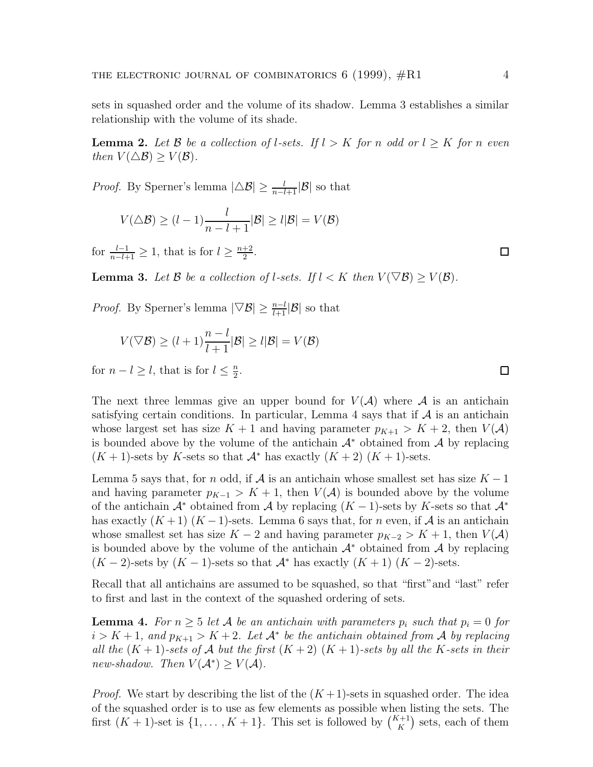sets in squashed order and the volume of its shadow. Lemma 3 establishes a similar relationship with the volume of its shade.

**Lemma 2.** *Let $\mathcal{B}$ be a collection of $l$-sets. If $l > K$ for $n$ odd or $l \geq K$ for $n$ even then $V(\triangle\mathcal{B}) \geq V(\mathcal{B})$.*

*Proof.* By Sperner's lemma $|\triangle\mathcal{B}| \geq \frac{l}{n-l+1}|\mathcal{B}|$ so that

$$V(\triangle\mathcal{B}) \geq (l-1)\frac{l}{n-l+1}|\mathcal{B}| \geq l|\mathcal{B}| = V(\mathcal{B})$$

for $\frac{l-1}{n-l+1} \geq 1$, that is for $l \geq \frac{n+2}{2}$. $\square$

**Lemma 3.** *Let $\mathcal{B}$ be a collection of $l$-sets. If $l < K$ then $V(\nabla\mathcal{B}) \geq V(\mathcal{B})$.*

*Proof.* By Sperner's lemma $|\nabla\mathcal{B}| \geq \frac{n-l}{l+1}|\mathcal{B}|$ so that

$$V(\nabla\mathcal{B}) \geq (l+1)\frac{n-l}{l+1}|\mathcal{B}| \geq l|\mathcal{B}| = V(\mathcal{B})$$

for $n - l \geq l$, that is for $l \leq \frac{n}{2}$. $\square$

The next three lemmas give an upper bound for $V(\mathcal{A})$ where $\mathcal{A}$ is an antichain satisfying certain conditions. In particular, Lemma 4 says that if $\mathcal{A}$ is an antichain whose largest set has size $K+1$ and having parameter $p_{K+1} > K+2$, then $V(\mathcal{A})$ is bounded above by the volume of the antichain $\mathcal{A}^*$ obtained from $\mathcal{A}$ by replacing $(K+1)$-sets by $K$-sets so that $\mathcal{A}^*$ has exactly $(K+2)$ $(K+1)$-sets.

Lemma 5 says that, for $n$ odd, if $\mathcal{A}$ is an antichain whose smallest set has size $K-1$ and having parameter $p_{K-1} > K+1$, then $V(\mathcal{A})$ is bounded above by the volume of the antichain $\mathcal{A}^*$ obtained from $\mathcal{A}$ by replacing $(K-1)$-sets by $K$-sets so that $\mathcal{A}^*$ has exactly $(K+1)$ $(K-1)$-sets. Lemma 6 says that, for $n$ even, if $\mathcal{A}$ is an antichain whose smallest set has size $K-2$ and having parameter $p_{K-2} > K+1$, then $V(\mathcal{A})$ is bounded above by the volume of the antichain $\mathcal{A}^*$ obtained from $\mathcal{A}$ by replacing $(K-2)$-sets by $(K-1)$-sets so that $\mathcal{A}^*$ has exactly $(K+1)$ $(K-2)$-sets.

Recall that all antichains are assumed to be squashed, so that "first" and "last" refer to first and last in the context of the squashed ordering of sets.

**Lemma 4.** *For $n \geq 5$ let $\mathcal{A}$ be an antichain with parameters $p_i$ such that $p_i = 0$ for $i > K+1$, and $p_{K+1} > K+2$. Let $\mathcal{A}^*$ be the antichain obtained from $\mathcal{A}$ by replacing all the $(K+1)$-sets of $\mathcal{A}$ but the first $(K+2)$ $(K+1)$-sets by all the $K$-sets in their new-shadow. Then $V(\mathcal{A}^*) \geq V(\mathcal{A})$.*

*Proof.* We start by describing the list of the $(K+1)$-sets in squashed order. The idea of the squashed order is to use as few elements as possible when listing the sets. The first $(K+1)$-set is $\{1, \ldots, K+1\}$. This set is followed by $\binom{K+1}{K}$ sets, each of them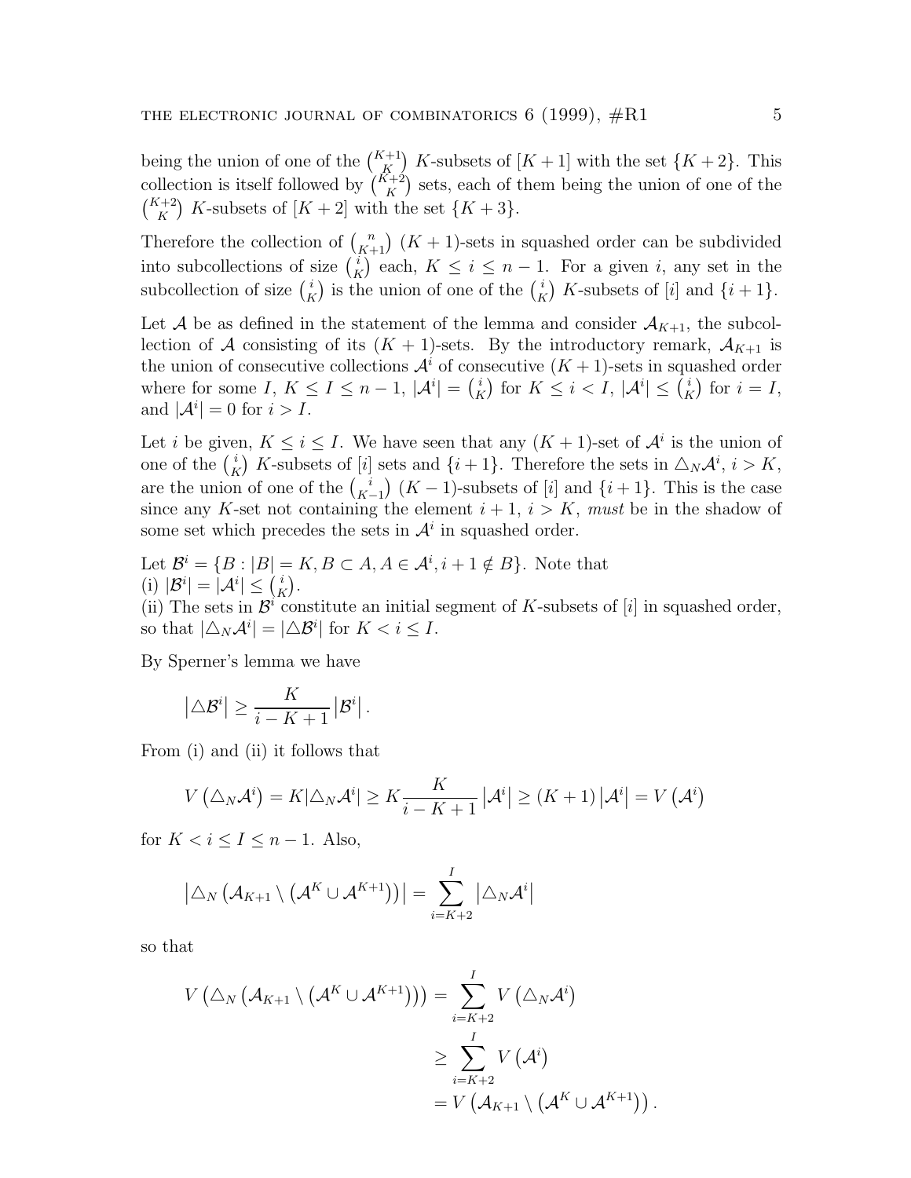being the union of one of the $\binom{K+1}{K}$ $K$-subsets of $[K+1]$ with the set $\{K+2\}$. This collection is itself followed by $\binom{K+2}{K}$ sets, each of them being the union of one of the $\binom{K+2}{K}$ $K$-subsets of $[K+2]$ with the set $\{K+3\}$.

Therefore the collection of $\binom{n}{K+1}$ $(K+1)$-sets in squashed order can be subdivided into subcollections of size $\binom{i}{K}$ each, $K \le i \le n-1$. For a given $i$, any set in the subcollection of size $\binom{i}{K}$ is the union of one of the $\binom{i}{K}$ $K$-subsets of $[i]$ and $\{i+1\}$.

Let $\mathcal{A}$ be as defined in the statement of the lemma and consider $\mathcal{A}_{K+1}$, the subcollection of $\mathcal{A}$ consisting of its $(K+1)$-sets. By the introductory remark, $\mathcal{A}_{K+1}$ is the union of consecutive collections $\mathcal{A}^i$ of consecutive $(K+1)$-sets in squashed order where for some $I$, $K \le I \le n-1$, $|\mathcal{A}^i| = \binom{i}{K}$ for $K \le i < I$, $|\mathcal{A}^i| \le \binom{i}{K}$ for $i = I$, and $|\mathcal{A}^i| = 0$ for $i > I$.

Let $i$ be given, $K \le i \le I$. We have seen that any $(K+1)$-set of $\mathcal{A}^i$ is the union of one of the $\binom{i}{K}$ $K$-subsets of $[i]$ sets and $\{i+1\}$. Therefore the sets in $\triangle_N \mathcal{A}^i$, $i > K$, are the union of one of the $\binom{i}{K-1}$ $(K-1)$-subsets of $[i]$ and $\{i+1\}$. This is the case since any $K$-set not containing the element $i+1$, $i > K$, *must* be in the shadow of some set which precedes the sets in $\mathcal{A}^i$ in squashed order.

Let $\mathcal{B}^i = \{B : |B| = K, B \subset A, A \in \mathcal{A}^i, i+1 \notin B\}$. Note that
(i) $|\mathcal{B}^i| = |\mathcal{A}^i| \le \binom{i}{K}$.
(ii) The sets in $\mathcal{B}^i$ constitute an initial segment of $K$-subsets of $[i]$ in squashed order, so that $|\triangle_N \mathcal{A}^i| = |\triangle \mathcal{B}^i|$ for $K < i \le I$.

By Sperner's lemma we have

$$\left|\triangle \mathcal{B}^i\right| \ge \frac{K}{i-K+1}\left|\mathcal{B}^i\right|.$$

From (i) and (ii) it follows that

$$V\left(\triangle_N \mathcal{A}^i\right) = K|\triangle_N \mathcal{A}^i| \ge K\frac{K}{i-K+1}\left|\mathcal{A}^i\right| \ge (K+1)\left|\mathcal{A}^i\right| = V\left(\mathcal{A}^i\right)$$

for $K < i \le I \le n-1$. Also,

$$\left|\triangle_N\left(\mathcal{A}_{K+1} \setminus \left(\mathcal{A}^K \cup \mathcal{A}^{K+1}\right)\right)\right| = \sum_{i=K+2}^{I}\left|\triangle_N \mathcal{A}^i\right|$$

so that

$$\begin{aligned}
V\left(\triangle_N\left(\mathcal{A}_{K+1} \setminus \left(\mathcal{A}^K \cup \mathcal{A}^{K+1}\right)\right)\right) &= \sum_{i=K+2}^{I} V\left(\triangle_N \mathcal{A}^i\right) \\
&\ge \sum_{i=K+2}^{I} V\left(\mathcal{A}^i\right) \\
&= V\left(\mathcal{A}_{K+1} \setminus \left(\mathcal{A}^K \cup \mathcal{A}^{K+1}\right)\right).
\end{aligned}$$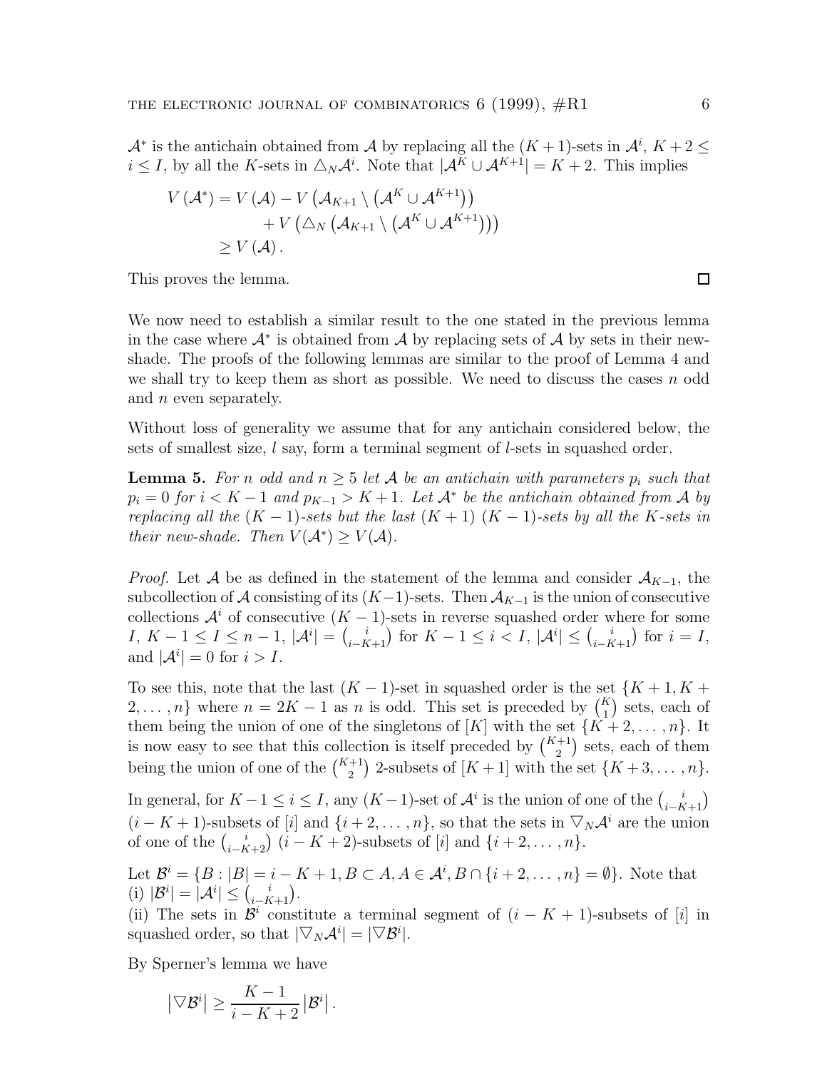$\mathcal{A}^*$ is the antichain obtained from $\mathcal{A}$ by replacing all the $(K+1)$-sets in $\mathcal{A}^i$, $K+2 \leq i \leq I$, by all the $K$-sets in $\triangle_N \mathcal{A}^i$. Note that $|\mathcal{A}^K \cup \mathcal{A}^{K+1}| = K+2$. This implies

$$
\begin{aligned}
V\left(\mathcal{A}^*\right) &= V\left(\mathcal{A}\right) - V\left(\mathcal{A}_{K+1} \setminus \left(\mathcal{A}^K \cup \mathcal{A}^{K+1}\right)\right) \\
&\qquad + V\left(\triangle_N\left(\mathcal{A}_{K+1} \setminus \left(\mathcal{A}^K \cup \mathcal{A}^{K+1}\right)\right)\right) \\
&\geq V\left(\mathcal{A}\right).
\end{aligned}
$$

This proves the lemma. $\square$

We now need to establish a similar result to the one stated in the previous lemma in the case where $\mathcal{A}^*$ is obtained from $\mathcal{A}$ by replacing sets of $\mathcal{A}$ by sets in their new-shade. The proofs of the following lemmas are similar to the proof of Lemma 4 and we shall try to keep them as short as possible. We need to discuss the cases $n$ odd and $n$ even separately.

Without loss of generality we assume that for any antichain considered below, the sets of smallest size, $l$ say, form a terminal segment of $l$-sets in squashed order.

**Lemma 5.** *For $n$ odd and $n \geq 5$ let $\mathcal{A}$ be an antichain with parameters $p_i$ such that $p_i = 0$ for $i < K-1$ and $p_{K-1} > K+1$. Let $\mathcal{A}^*$ be the antichain obtained from $\mathcal{A}$ by replacing all the $(K-1)$-sets but the last $(K+1)$ $(K-1)$-sets by all the $K$-sets in their new-shade. Then $V(\mathcal{A}^*) \geq V(\mathcal{A})$.*

*Proof.* Let $\mathcal{A}$ be as defined in the statement of the lemma and consider $\mathcal{A}_{K-1}$, the subcollection of $\mathcal{A}$ consisting of its $(K-1)$-sets. Then $\mathcal{A}_{K-1}$ is the union of consecutive collections $\mathcal{A}^i$ of consecutive $(K-1)$-sets in reverse squashed order where for some $I$, $K-1 \leq I \leq n-1$, $|\mathcal{A}^i| = \binom{i}{i-K+1}$ for $K-1 \leq i < I$, $|\mathcal{A}^i| \leq \binom{i}{i-K+1}$ for $i = I$, and $|\mathcal{A}^i| = 0$ for $i > I$.

To see this, note that the last $(K-1)$-set in squashed order is the set $\{K+1, K+2, \ldots, n\}$ where $n = 2K-1$ as $n$ is odd. This set is preceded by $\binom{K}{1}$ sets, each of them being the union of one of the singletons of $[K]$ with the set $\{K+2, \ldots, n\}$. It is now easy to see that this collection is itself preceded by $\binom{K+1}{2}$ sets, each of them being the union of one of the $\binom{K+1}{2}$ 2-subsets of $[K+1]$ with the set $\{K+3, \ldots, n\}$.

In general, for $K-1 \leq i \leq I$, any $(K-1)$-set of $\mathcal{A}^i$ is the union of one of the $\binom{i}{i-K+1}$ $(i-K+1)$-subsets of $[i]$ and $\{i+2, \ldots, n\}$, so that the sets in $\triangledown_N \mathcal{A}^i$ are the union of one of the $\binom{i}{i-K+2}$ $(i-K+2)$-subsets of $[i]$ and $\{i+2, \ldots, n\}$.

Let $\mathcal{B}^i = \{B : |B| = i-K+1, B \subset A, A \in \mathcal{A}^i, B \cap \{i+2, \ldots, n\} = \emptyset\}$. Note that
(i) $|\mathcal{B}^i| = |\mathcal{A}^i| \leq \binom{i}{i-K+1}$.
(ii) The sets in $\mathcal{B}^i$ constitute a terminal segment of $(i-K+1)$-subsets of $[i]$ in squashed order, so that $|\triangledown_N \mathcal{A}^i| = |\triangledown \mathcal{B}^i|$.

By Sperner's lemma we have

$$
\left|\triangledown \mathcal{B}^i\right| \geq \frac{K-1}{i-K+2} \left|\mathcal{B}^i\right|.
$$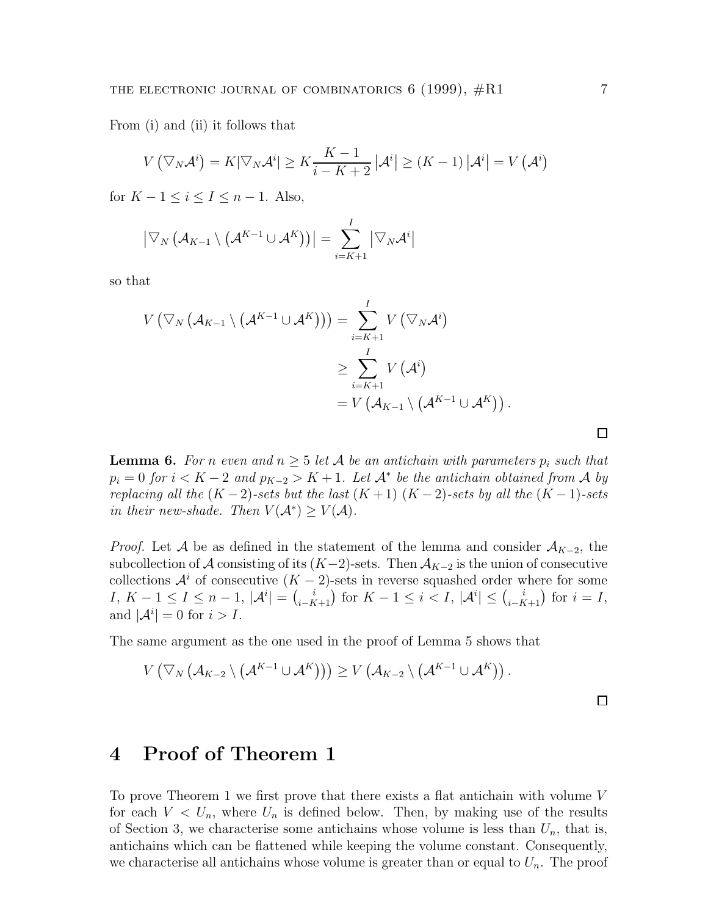From (i) and (ii) it follows that

$$V\left(\triangledown_N \mathcal{A}^i\right) = K|\triangledown_N \mathcal{A}^i| \geq K\frac{K-1}{i-K+2}\left|\mathcal{A}^i\right| \geq (K-1)\left|\mathcal{A}^i\right| = V\left(\mathcal{A}^i\right)$$

for $K-1 \leq i \leq I \leq n-1$. Also,

$$\left|\triangledown_N\left(\mathcal{A}_{K-1} \setminus \left(\mathcal{A}^{K-1} \cup \mathcal{A}^K\right)\right)\right| = \sum_{i=K+1}^{I}\left|\triangledown_N \mathcal{A}^i\right|$$

so that

$$\begin{aligned}
V\left(\triangledown_N\left(\mathcal{A}_{K-1} \setminus \left(\mathcal{A}^{K-1} \cup \mathcal{A}^K\right)\right)\right) &= \sum_{i=K+1}^{I} V\left(\triangledown_N \mathcal{A}^i\right) \\
&\geq \sum_{i=K+1}^{I} V\left(\mathcal{A}^i\right) \\
&= V\left(\mathcal{A}_{K-1} \setminus \left(\mathcal{A}^{K-1} \cup \mathcal{A}^K\right)\right).
\end{aligned}$$

□

**Lemma 6.** *For $n$ even and $n \geq 5$ let $\mathcal{A}$ be an antichain with parameters $p_i$ such that $p_i = 0$ for $i < K-2$ and $p_{K-2} > K+1$. Let $\mathcal{A}^*$ be the antichain obtained from $\mathcal{A}$ by replacing all the $(K-2)$-sets but the last $(K+1)$ $(K-2)$-sets by all the $(K-1)$-sets in their new-shade. Then $V(\mathcal{A}^*) \geq V(\mathcal{A})$.*

*Proof.* Let $\mathcal{A}$ be as defined in the statement of the lemma and consider $\mathcal{A}_{K-2}$, the subcollection of $\mathcal{A}$ consisting of its $(K-2)$-sets. Then $\mathcal{A}_{K-2}$ is the union of consecutive collections $\mathcal{A}^i$ of consecutive $(K-2)$-sets in reverse squashed order where for some $I$, $K-1 \leq I \leq n-1$, $|\mathcal{A}^i| = \binom{i}{i-K+1}$ for $K-1 \leq i < I$, $|\mathcal{A}^i| \leq \binom{i}{i-K+1}$ for $i = I$, and $|\mathcal{A}^i| = 0$ for $i > I$.

The same argument as the one used in the proof of Lemma 5 shows that

$$V\left(\triangledown_N\left(\mathcal{A}_{K-2} \setminus \left(\mathcal{A}^{K-1} \cup \mathcal{A}^K\right)\right)\right) \geq V\left(\mathcal{A}_{K-2} \setminus \left(\mathcal{A}^{K-1} \cup \mathcal{A}^K\right)\right).$$

□

# 4 Proof of Theorem 1

To prove Theorem 1 we first prove that there exists a flat antichain with volume $V$ for each $V < U_n$, where $U_n$ is defined below. Then, by making use of the results of Section 3, we characterise some antichains whose volume is less than $U_n$, that is, antichains which can be flattened while keeping the volume constant. Consequently, we characterise all antichains whose volume is greater than or equal to $U_n$. The proof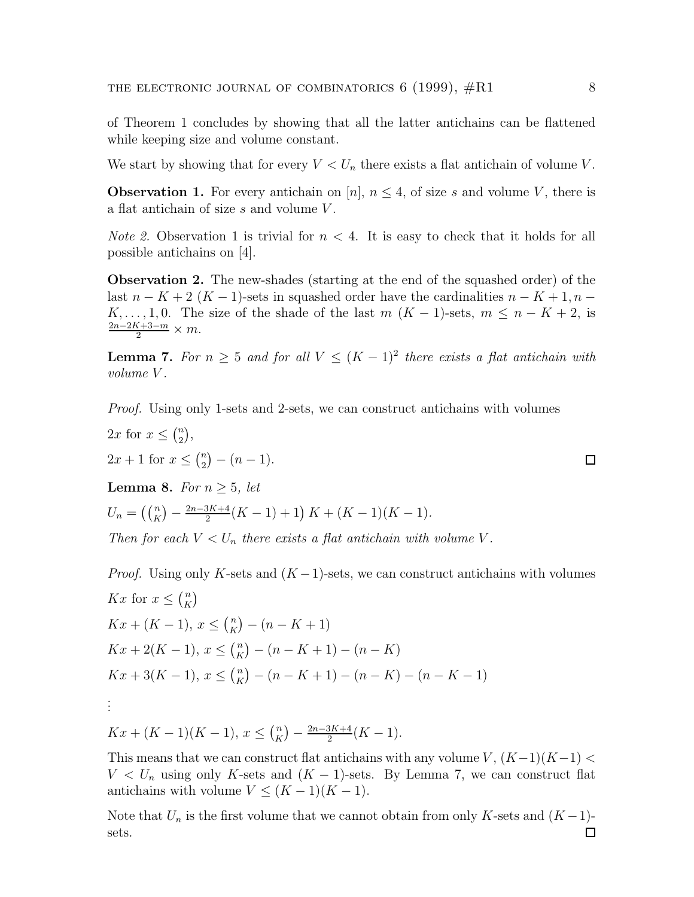of Theorem 1 concludes by showing that all the latter antichains can be flattened while keeping size and volume constant.

We start by showing that for every $V < U_n$ there exists a flat antichain of volume $V$.

**Observation 1.** For every antichain on $[n]$, $n \leq 4$, of size $s$ and volume $V$, there is a flat antichain of size $s$ and volume $V$.

*Note 2.* Observation 1 is trivial for $n < 4$. It is easy to check that it holds for all possible antichains on $[4]$.

**Observation 2.** The new-shades (starting at the end of the squashed order) of the last $n - K + 2$ $(K-1)$-sets in squashed order have the cardinalities $n - K + 1, n - K, \ldots, 1, 0$. The size of the shade of the last $m$ $(K-1)$-sets, $m \leq n - K + 2$, is $\frac{2n-2K+3-m}{2} \times m$.

**Lemma 7.** *For $n \geq 5$ and for all $V \leq (K-1)^2$ there exists a flat antichain with volume $V$.*

*Proof.* Using only 1-sets and 2-sets, we can construct antichains with volumes

$2x$ for $x \leq \binom{n}{2}$,

$2x + 1$ for $x \leq \binom{n}{2} - (n-1)$. ◻

**Lemma 8.** *For $n \geq 5$, let*

$U_n = \left(\binom{n}{K} - \frac{2n-3K+4}{2}(K-1) + 1\right) K + (K-1)(K-1)$.

*Then for each $V < U_n$ there exists a flat antichain with volume $V$.*

*Proof.* Using only $K$-sets and $(K-1)$-sets, we can construct antichains with volumes

$Kx$ for $x \leq \binom{n}{K}$

$Kx + (K-1)$, $x \leq \binom{n}{K} - (n - K + 1)$

$Kx + 2(K-1)$, $x \leq \binom{n}{K} - (n - K + 1) - (n - K)$

$Kx + 3(K-1)$, $x \leq \binom{n}{K} - (n - K + 1) - (n - K) - (n - K - 1)$

$\vdots$

$Kx + (K-1)(K-1)$, $x \leq \binom{n}{K} - \frac{2n-3K+4}{2}(K-1)$.

This means that we can construct flat antichains with any volume $V$, $(K-1)(K-1) < V < U_n$ using only $K$-sets and $(K-1)$-sets. By Lemma 7, we can construct flat antichains with volume $V \leq (K-1)(K-1)$.

Note that $U_n$ is the first volume that we cannot obtain from only $K$-sets and $(K-1)$-sets. ◻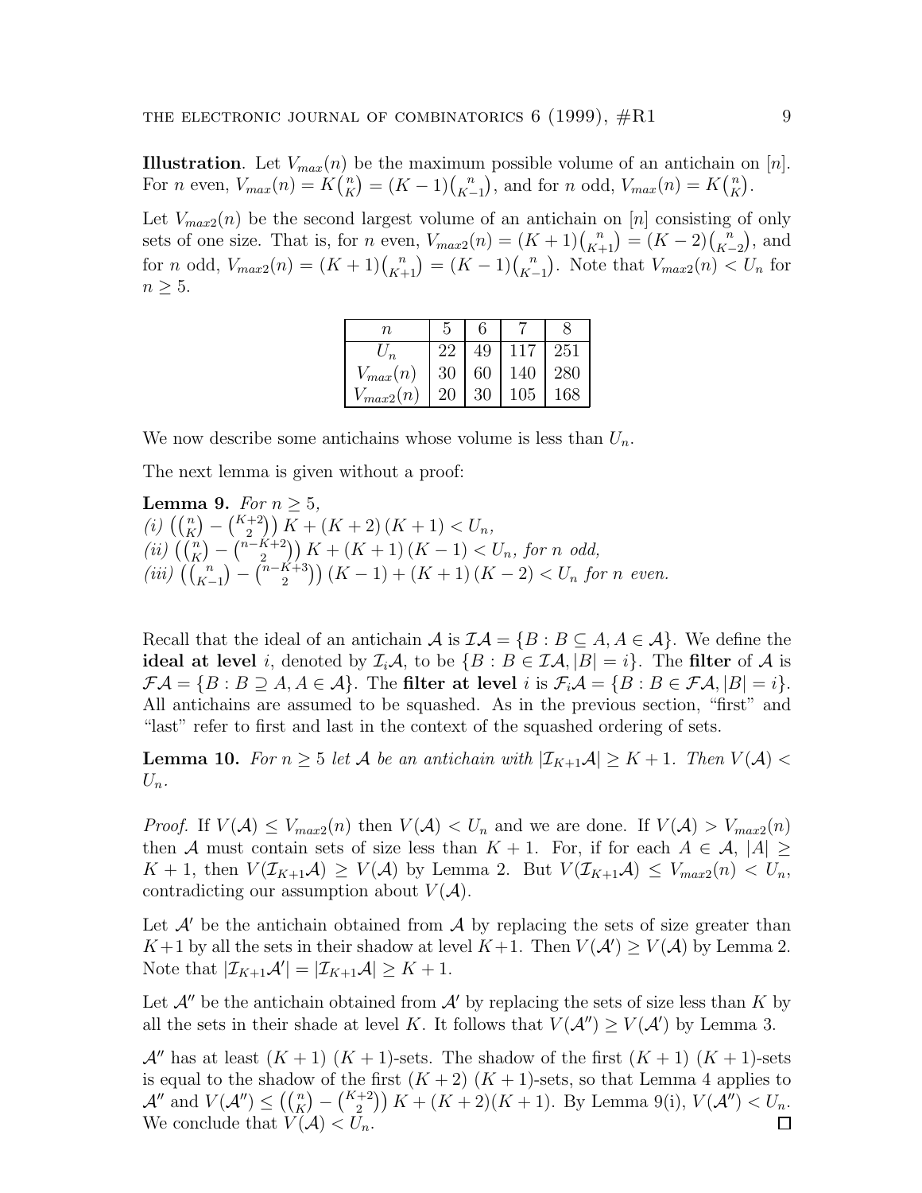**Illustration**. Let $V_{max}(n)$ be the maximum possible volume of an antichain on $[n]$. For $n$ even, $V_{max}(n) = K\binom{n}{K} = (K-1)\binom{n}{K-1}$, and for $n$ odd, $V_{max}(n) = K\binom{n}{K}$.

Let $V_{max2}(n)$ be the second largest volume of an antichain on $[n]$ consisting of only sets of one size. That is, for $n$ even, $V_{max2}(n) = (K+1)\binom{n}{K+1} = (K-2)\binom{n}{K-2}$, and for $n$ odd, $V_{max2}(n) = (K+1)\binom{n}{K+1} = (K-1)\binom{n}{K-1}$. Note that $V_{max2}(n) < U_n$ for $n \geq 5$.

| $n$ | 5 | 6 | 7 | 8 |
|---|---|---|---|---|
| $U_n$ | 22 | 49 | 117 | 251 |
| $V_{max}(n)$ | 30 | 60 | 140 | 280 |
| $V_{max2}(n)$ | 20 | 30 | 105 | 168 |

We now describe some antichains whose volume is less than $U_n$.

The next lemma is given without a proof:

**Lemma 9.** *For $n \geq 5$,*
*(i) $\left(\binom{n}{K} - \binom{K+2}{2}\right)K + (K+2)(K+1) < U_n$,*
*(ii) $\left(\binom{n}{K} - \binom{n-K+2}{2}\right)K + (K+1)(K-1) < U_n$, for $n$ odd,*
*(iii) $\left(\binom{n}{K-1} - \binom{n-K+3}{2}\right)(K-1) + (K+1)(K-2) < U_n$ for $n$ even.*

Recall that the ideal of an antichain $\mathcal{A}$ is $\mathcal{IA} = \{B : B \subseteq A, A \in \mathcal{A}\}$. We define the **ideal at level** $i$, denoted by $\mathcal{I}_i\mathcal{A}$, to be $\{B : B \in \mathcal{IA}, |B| = i\}$. The **filter** of $\mathcal{A}$ is $\mathcal{FA} = \{B : B \supseteq A, A \in \mathcal{A}\}$. The **filter at level** $i$ is $\mathcal{F}_i\mathcal{A} = \{B : B \in \mathcal{FA}, |B| = i\}$. All antichains are assumed to be squashed. As in the previous section, "first" and "last" refer to first and last in the context of the squashed ordering of sets.

**Lemma 10.** *For $n \geq 5$ let $\mathcal{A}$ be an antichain with $|\mathcal{I}_{K+1}\mathcal{A}| \geq K+1$. Then $V(\mathcal{A}) < U_n$.*

*Proof.* If $V(\mathcal{A}) \leq V_{max2}(n)$ then $V(\mathcal{A}) < U_n$ and we are done. If $V(\mathcal{A}) > V_{max2}(n)$ then $\mathcal{A}$ must contain sets of size less than $K+1$. For, if for each $A \in \mathcal{A}$, $|A| \geq K+1$, then $V(\mathcal{I}_{K+1}\mathcal{A}) \geq V(\mathcal{A})$ by Lemma 2. But $V(\mathcal{I}_{K+1}\mathcal{A}) \leq V_{max2}(n) < U_n$, contradicting our assumption about $V(\mathcal{A})$.

Let $\mathcal{A}'$ be the antichain obtained from $\mathcal{A}$ by replacing the sets of size greater than $K+1$ by all the sets in their shadow at level $K+1$. Then $V(\mathcal{A}') \geq V(\mathcal{A})$ by Lemma 2. Note that $|\mathcal{I}_{K+1}\mathcal{A}'| = |\mathcal{I}_{K+1}\mathcal{A}| \geq K+1$.

Let $\mathcal{A}''$ be the antichain obtained from $\mathcal{A}'$ by replacing the sets of size less than $K$ by all the sets in their shade at level $K$. It follows that $V(\mathcal{A}'') \geq V(\mathcal{A}')$ by Lemma 3.

$\mathcal{A}''$ has at least $(K+1)$ $(K+1)$-sets. The shadow of the first $(K+1)$ $(K+1)$-sets is equal to the shadow of the first $(K+2)$ $(K+1)$-sets, so that Lemma 4 applies to $\mathcal{A}''$ and $V(\mathcal{A}'') \leq \left(\binom{n}{K} - \binom{K+2}{2}\right)K + (K+2)(K+1)$. By Lemma 9(i), $V(\mathcal{A}'') < U_n$. We conclude that $V(\mathcal{A}) < U_n$. □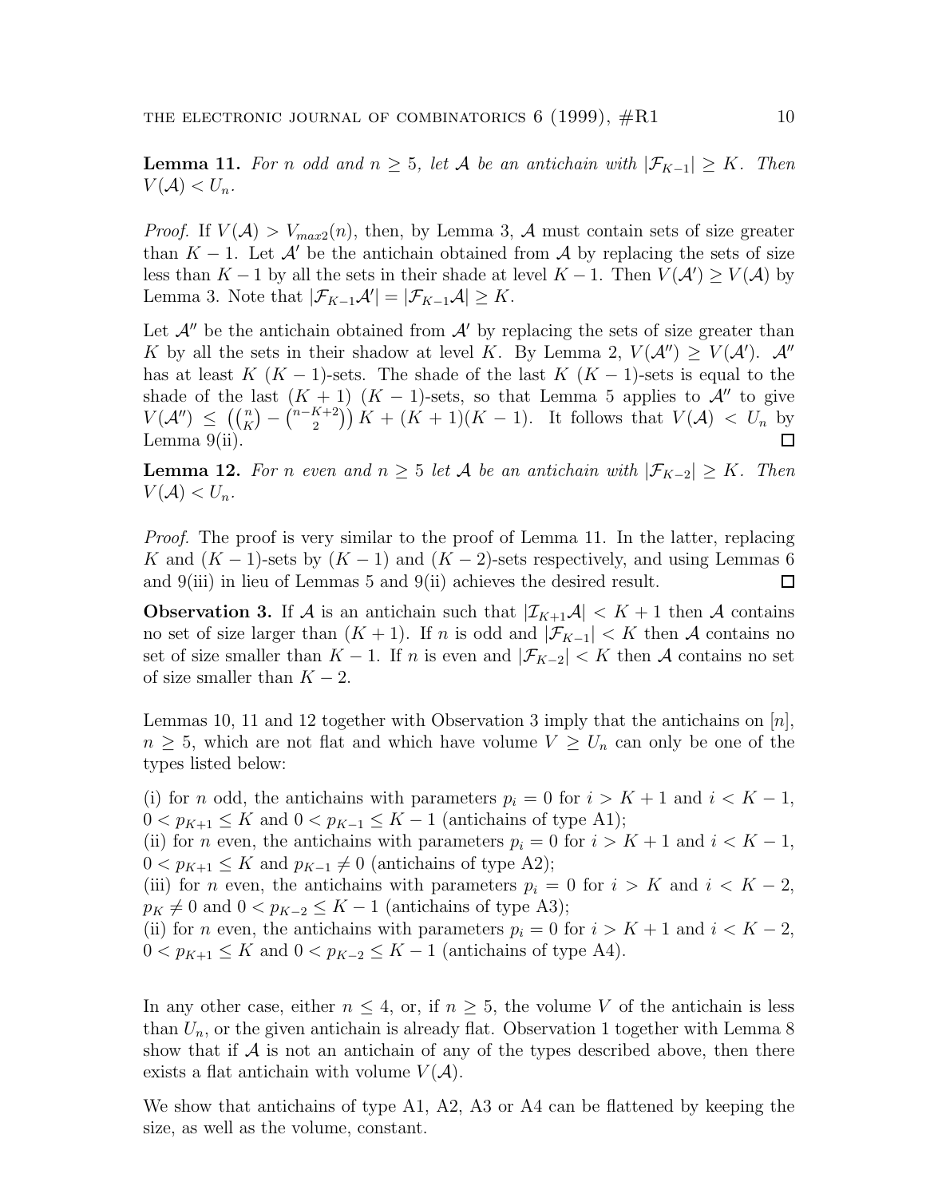**Lemma 11.** *For $n$ odd and $n \geq 5$, let $\mathcal{A}$ be an antichain with $|\mathcal{F}_{K-1}| \geq K$. Then $V(\mathcal{A}) < U_n$.*

*Proof.* If $V(\mathcal{A}) > V_{max2}(n)$, then, by Lemma 3, $\mathcal{A}$ must contain sets of size greater than $K-1$. Let $\mathcal{A}'$ be the antichain obtained from $\mathcal{A}$ by replacing the sets of size less than $K-1$ by all the sets in their shade at level $K-1$. Then $V(\mathcal{A}') \geq V(\mathcal{A})$ by Lemma 3. Note that $|\mathcal{F}_{K-1}\mathcal{A}'| = |\mathcal{F}_{K-1}\mathcal{A}| \geq K$.

Let $\mathcal{A}''$ be the antichain obtained from $\mathcal{A}'$ by replacing the sets of size greater than $K$ by all the sets in their shadow at level $K$. By Lemma 2, $V(\mathcal{A}'') \geq V(\mathcal{A}')$. $\mathcal{A}''$ has at least $K$ $(K-1)$-sets. The shade of the last $K$ $(K-1)$-sets is equal to the shade of the last $(K+1)$ $(K-1)$-sets, so that Lemma 5 applies to $\mathcal{A}''$ to give $V(\mathcal{A}'') \leq \left(\binom{n}{K} - \binom{n-K+2}{2}\right)K + (K+1)(K-1)$. It follows that $V(\mathcal{A}) < U_n$ by Lemma 9(ii). $\square$

**Lemma 12.** *For $n$ even and $n \geq 5$ let $\mathcal{A}$ be an antichain with $|\mathcal{F}_{K-2}| \geq K$. Then $V(\mathcal{A}) < U_n$.*

*Proof.* The proof is very similar to the proof of Lemma 11. In the latter, replacing $K$ and $(K-1)$-sets by $(K-1)$ and $(K-2)$-sets respectively, and using Lemmas 6 and 9(iii) in lieu of Lemmas 5 and 9(ii) achieves the desired result. $\square$

**Observation 3.** If $\mathcal{A}$ is an antichain such that $|\mathcal{I}_{K+1}\mathcal{A}| < K+1$ then $\mathcal{A}$ contains no set of size larger than $(K+1)$. If $n$ is odd and $|\mathcal{F}_{K-1}| < K$ then $\mathcal{A}$ contains no set of size smaller than $K-1$. If $n$ is even and $|\mathcal{F}_{K-2}| < K$ then $\mathcal{A}$ contains no set of size smaller than $K-2$.

Lemmas 10, 11 and 12 together with Observation 3 imply that the antichains on $[n]$, $n \geq 5$, which are not flat and which have volume $V \geq U_n$ can only be one of the types listed below:

(i) for $n$ odd, the antichains with parameters $p_i = 0$ for $i > K+1$ and $i < K-1$, $0 < p_{K+1} \leq K$ and $0 < p_{K-1} \leq K-1$ (antichains of type A1);
(ii) for $n$ even, the antichains with parameters $p_i = 0$ for $i > K+1$ and $i < K-1$, $0 < p_{K+1} \leq K$ and $p_{K-1} \neq 0$ (antichains of type A2);
(iii) for $n$ even, the antichains with parameters $p_i = 0$ for $i > K$ and $i < K-2$, $p_K \neq 0$ and $0 < p_{K-2} \leq K-1$ (antichains of type A3);
(ii) for $n$ even, the antichains with parameters $p_i = 0$ for $i > K+1$ and $i < K-2$, $0 < p_{K+1} \leq K$ and $0 < p_{K-2} \leq K-1$ (antichains of type A4).

In any other case, either $n \leq 4$, or, if $n \geq 5$, the volume $V$ of the antichain is less than $U_n$, or the given antichain is already flat. Observation 1 together with Lemma 8 show that if $\mathcal{A}$ is not an antichain of any of the types described above, then there exists a flat antichain with volume $V(\mathcal{A})$.

We show that antichains of type A1, A2, A3 or A4 can be flattened by keeping the size, as well as the volume, constant.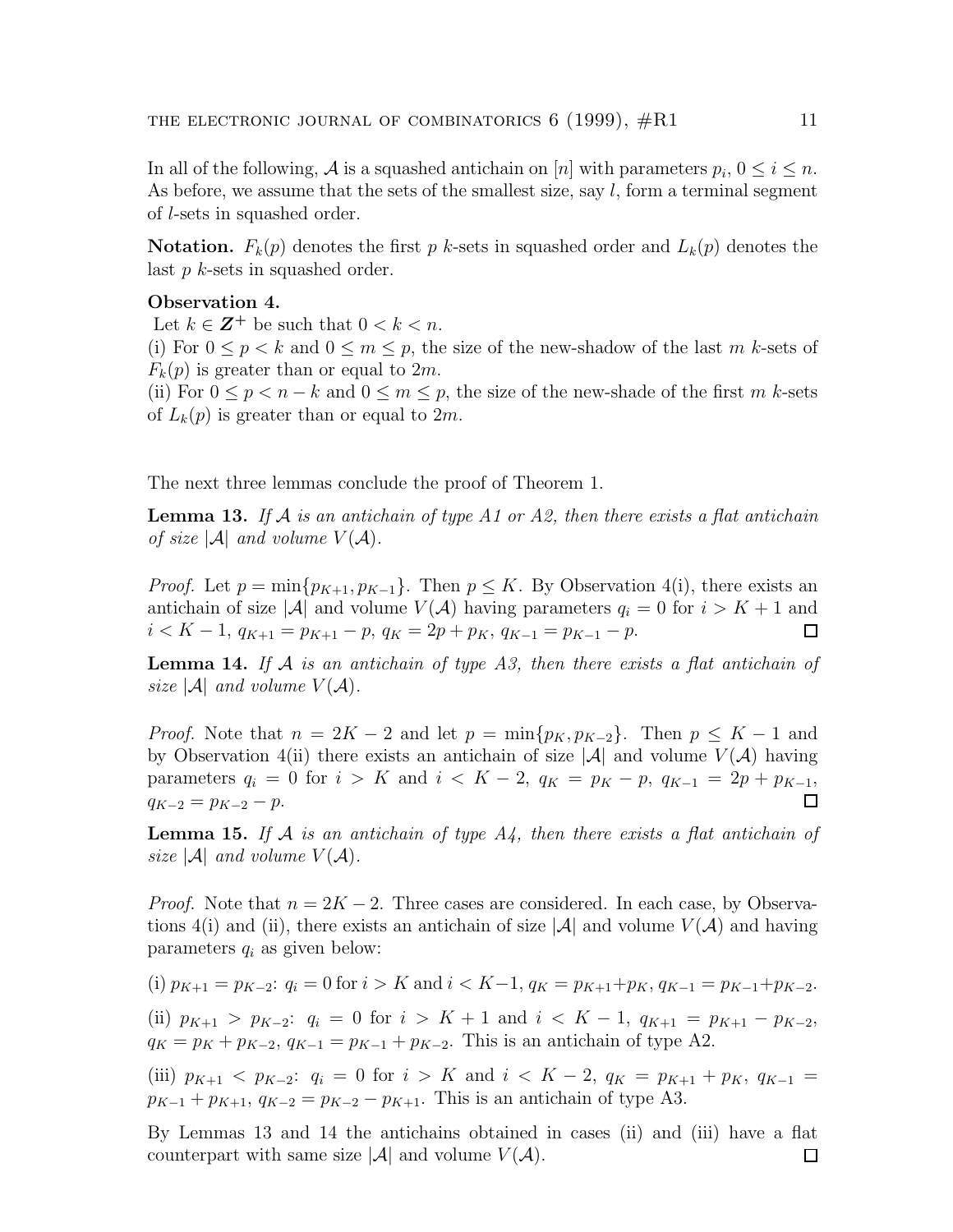In all of the following, $\mathcal{A}$ is a squashed antichain on $[n]$ with parameters $p_i$, $0 \le i \le n$. As before, we assume that the sets of the smallest size, say $l$, form a terminal segment of $l$-sets in squashed order.

**Notation.** $F_k(p)$ denotes the first $p$ $k$-sets in squashed order and $L_k(p)$ denotes the last $p$ $k$-sets in squashed order.

**Observation 4.**
Let $k \in \boldsymbol{Z}^+$ be such that $0 < k < n$.
(i) For $0 \le p < k$ and $0 \le m \le p$, the size of the new-shadow of the last $m$ $k$-sets of $F_k(p)$ is greater than or equal to $2m$.
(ii) For $0 \le p < n - k$ and $0 \le m \le p$, the size of the new-shade of the first $m$ $k$-sets of $L_k(p)$ is greater than or equal to $2m$.

The next three lemmas conclude the proof of Theorem 1.

**Lemma 13.** *If $\mathcal{A}$ is an antichain of type A1 or A2, then there exists a flat antichain of size $|\mathcal{A}|$ and volume $V(\mathcal{A})$.*

*Proof.* Let $p = \min\{p_{K+1}, p_{K-1}\}$. Then $p \le K$. By Observation 4(i), there exists an antichain of size $|\mathcal{A}|$ and volume $V(\mathcal{A})$ having parameters $q_i = 0$ for $i > K + 1$ and $i < K - 1$, $q_{K+1} = p_{K+1} - p$, $q_K = 2p + p_K$, $q_{K-1} = p_{K-1} - p$. □

**Lemma 14.** *If $\mathcal{A}$ is an antichain of type A3, then there exists a flat antichain of size $|\mathcal{A}|$ and volume $V(\mathcal{A})$.*

*Proof.* Note that $n = 2K - 2$ and let $p = \min\{p_K, p_{K-2}\}$. Then $p \le K - 1$ and by Observation 4(ii) there exists an antichain of size $|\mathcal{A}|$ and volume $V(\mathcal{A})$ having parameters $q_i = 0$ for $i > K$ and $i < K - 2$, $q_K = p_K - p$, $q_{K-1} = 2p + p_{K-1}$, $q_{K-2} = p_{K-2} - p$. □

**Lemma 15.** *If $\mathcal{A}$ is an antichain of type A4, then there exists a flat antichain of size $|\mathcal{A}|$ and volume $V(\mathcal{A})$.*

*Proof.* Note that $n = 2K - 2$. Three cases are considered. In each case, by Observations 4(i) and (ii), there exists an antichain of size $|\mathcal{A}|$ and volume $V(\mathcal{A})$ and having parameters $q_i$ as given below:

(i) $p_{K+1} = p_{K-2}$: $q_i = 0$ for $i > K$ and $i < K-1$, $q_K = p_{K+1} + p_K$, $q_{K-1} = p_{K-1} + p_{K-2}$.

(ii) $p_{K+1} > p_{K-2}$: $q_i = 0$ for $i > K + 1$ and $i < K - 1$, $q_{K+1} = p_{K+1} - p_{K-2}$, $q_K = p_K + p_{K-2}$, $q_{K-1} = p_{K-1} + p_{K-2}$. This is an antichain of type A2.

(iii) $p_{K+1} < p_{K-2}$: $q_i = 0$ for $i > K$ and $i < K - 2$, $q_K = p_{K+1} + p_K$, $q_{K-1} = p_{K-1} + p_{K+1}$, $q_{K-2} = p_{K-2} - p_{K+1}$. This is an antichain of type A3.

By Lemmas 13 and 14 the antichains obtained in cases (ii) and (iii) have a flat counterpart with same size $|\mathcal{A}|$ and volume $V(\mathcal{A})$. □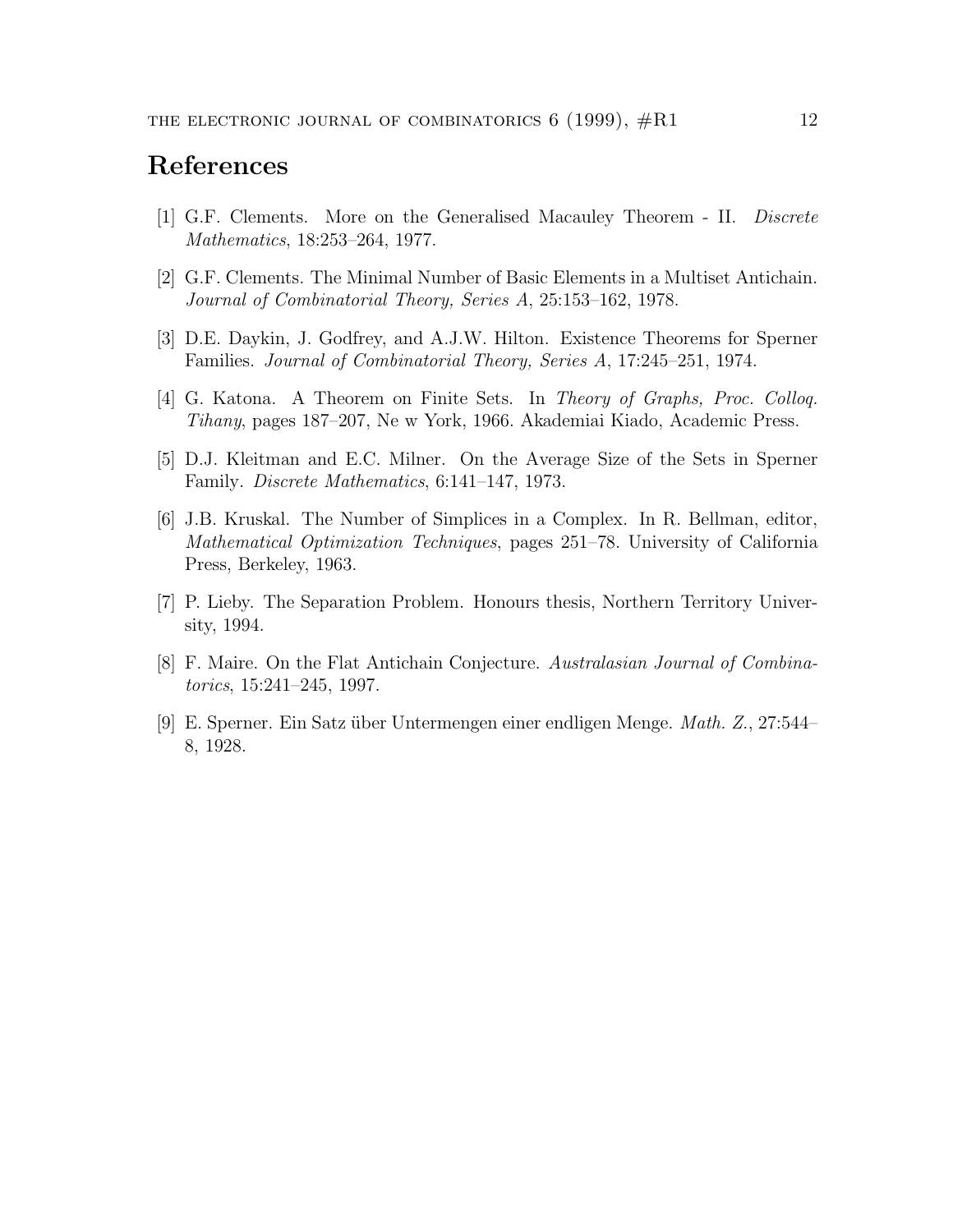# References

[1] G.F. Clements. More on the Generalised Macauley Theorem - II. *Discrete Mathematics*, 18:253–264, 1977.

[2] G.F. Clements. The Minimal Number of Basic Elements in a Multiset Antichain. *Journal of Combinatorial Theory, Series A*, 25:153–162, 1978.

[3] D.E. Daykin, J. Godfrey, and A.J.W. Hilton. Existence Theorems for Sperner Families. *Journal of Combinatorial Theory, Series A*, 17:245–251, 1974.

[4] G. Katona. A Theorem on Finite Sets. In *Theory of Graphs, Proc. Colloq. Tihany*, pages 187–207, Ne w York, 1966. Akademiai Kiado, Academic Press.

[5] D.J. Kleitman and E.C. Milner. On the Average Size of the Sets in Sperner Family. *Discrete Mathematics*, 6:141–147, 1973.

[6] J.B. Kruskal. The Number of Simplices in a Complex. In R. Bellman, editor, *Mathematical Optimization Techniques*, pages 251–78. University of California Press, Berkeley, 1963.

[7] P. Lieby. The Separation Problem. Honours thesis, Northern Territory University, 1994.

[8] F. Maire. On the Flat Antichain Conjecture. *Australasian Journal of Combinatorics*, 15:241–245, 1997.

[9] E. Sperner. Ein Satz über Untermengen einer endligen Menge. *Math. Z.*, 27:544–8, 1928.